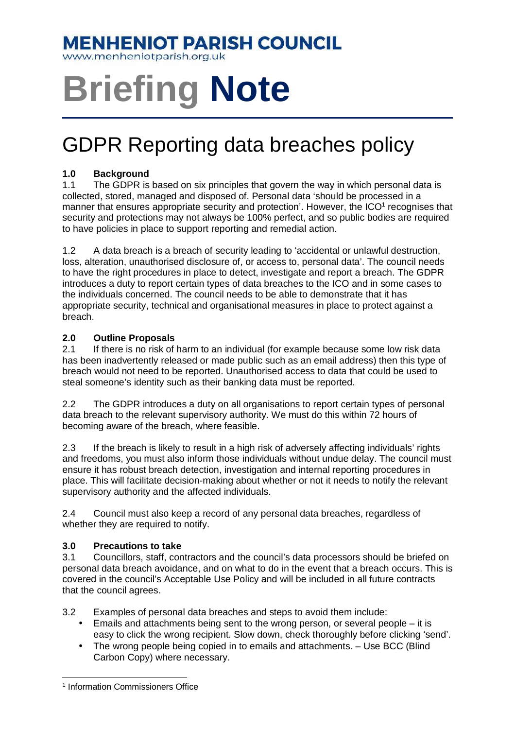# MENHENIOT PARISH COUNCIL

www.menheniotparish.org.uk

# Briefing **Note**

## GDPR Reporting data breaches policy

### 1.0 Background

1.1 The GDPR is based on six principles that govern the way in which personal data is collected, stored, managed and disposed of. Personal data 'should be processed in a manner that ensures appropriate security and protection'. However, the ICO[1] recognises that security and protections may not always be 100% perfect, and so public bodies are required to have policies in place to support reporting and remedial action.

1.2 A data breach is a breach of security leading to 'accidental or unlawful destruction, loss, alteration, unauthorised disclosure of, or access to, personal data'. The council needs to have the right procedures in place to detect, investigate and report a breach. The GDPR introduces a duty to report certain types of data breaches to the ICO and in some cases to the individuals concerned. The council needs to be able to demonstrate that it has appropriate security, technical and organisational measures in place to protect against a breach.

### 2.0 Outline Proposals

2.1 If there is no risk of harm to an individual (for example because some low risk data has been inadvertently released or made public such as an email address) then this type of breach would not need to be reported. Unauthorised access to data that could be used to steal someone's identity such as their banking data must be reported.

2.2 The GDPR introduces a duty on all organisations to report certain types of personal data breach to the relevant supervisory authority. We must do this within 72 hours of becoming aware of the breach, where feasible.

2.3 If the breach is likely to result in a high risk of adversely affecting individuals' rights and freedoms, you must also inform those individuals without undue delay. The council must ensure it has robust breach detection, investigation and internal reporting procedures in place. This will facilitate decision-making about whether or not it needs to notify the relevant supervisory authority and the affected individuals.

2.4 Council must also keep a record of any personal data breaches, regardless of whether they are required to notify.

### 3.0 Precautions to take

3.1 Councillors, staff, contractors and the council's data processors should be briefed on personal data breach avoidance, and on what to do in the event that a breach occurs. This is covered in the council's Acceptable Use Policy and will be included in all future contracts that the council agrees.

3.2 Examples of personal data breaches and steps to avoid them include:

- Emails and attachments being sent to the wrong person, or several people – it is easy to click the wrong recipient. Slow down, check thoroughly before clicking 'send'.
- The wrong people being copied in to emails and attachments. – Use BCC (Blind Carbon Copy) where necessary.

---

[1] Information Commissioners Office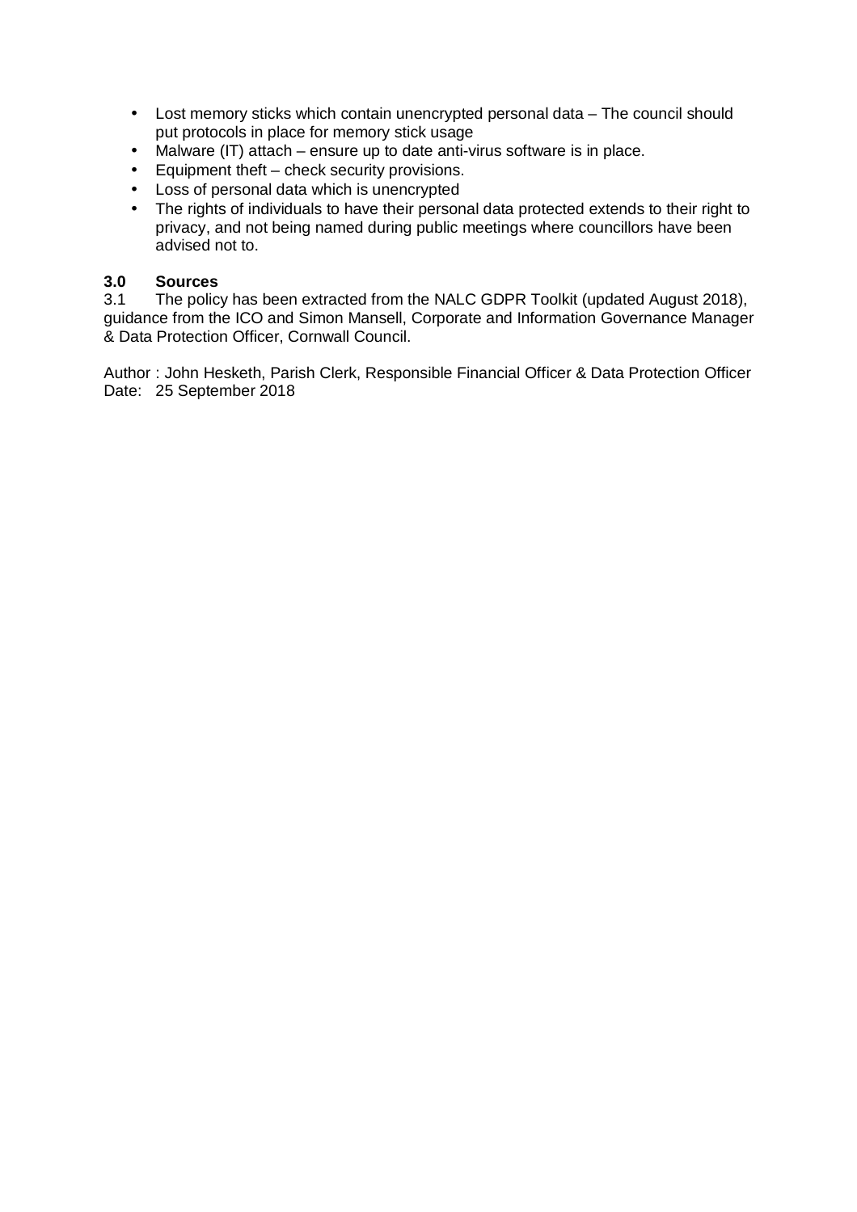- Lost memory sticks which contain unencrypted personal data – The council should put protocols in place for memory stick usage
- Malware (IT) attach – ensure up to date anti-virus software is in place.
- Equipment theft – check security provisions.
- Loss of personal data which is unencrypted
- The rights of individuals to have their personal data protected extends to their right to privacy, and not being named during public meetings where councillors have been advised not to.

### 3.0 Sources

3.1 The policy has been extracted from the NALC GDPR Toolkit (updated August 2018), guidance from the ICO and Simon Mansell, Corporate and Information Governance Manager & Data Protection Officer, Cornwall Council.

Author : John Hesketh, Parish Clerk, Responsible Financial Officer & Data Protection Officer
Date: 25 September 2018